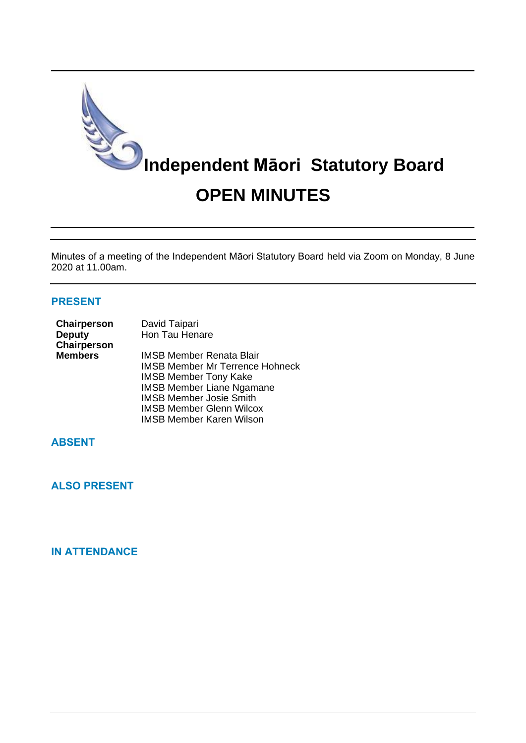# Independent Māori Statutory Board

# OPEN MINUTES

Minutes of a meeting of the Independent Māori Statutory Board held via Zoom on Monday, 8 June 2020 at 11.00am.

## PRESENT

| | |
|---|---|
| **Chairperson** | David Taipari |
| **Deputy Chairperson** | Hon Tau Henare |
| **Members** | IMSB Member Renata Blair |
| | IMSB Member Mr Terrence Hohneck |
| | IMSB Member Tony Kake |
| | IMSB Member Liane Ngamane |
| | IMSB Member Josie Smith |
| | IMSB Member Glenn Wilcox |
| | IMSB Member Karen Wilson |

## ABSENT

## ALSO PRESENT

## IN ATTENDANCE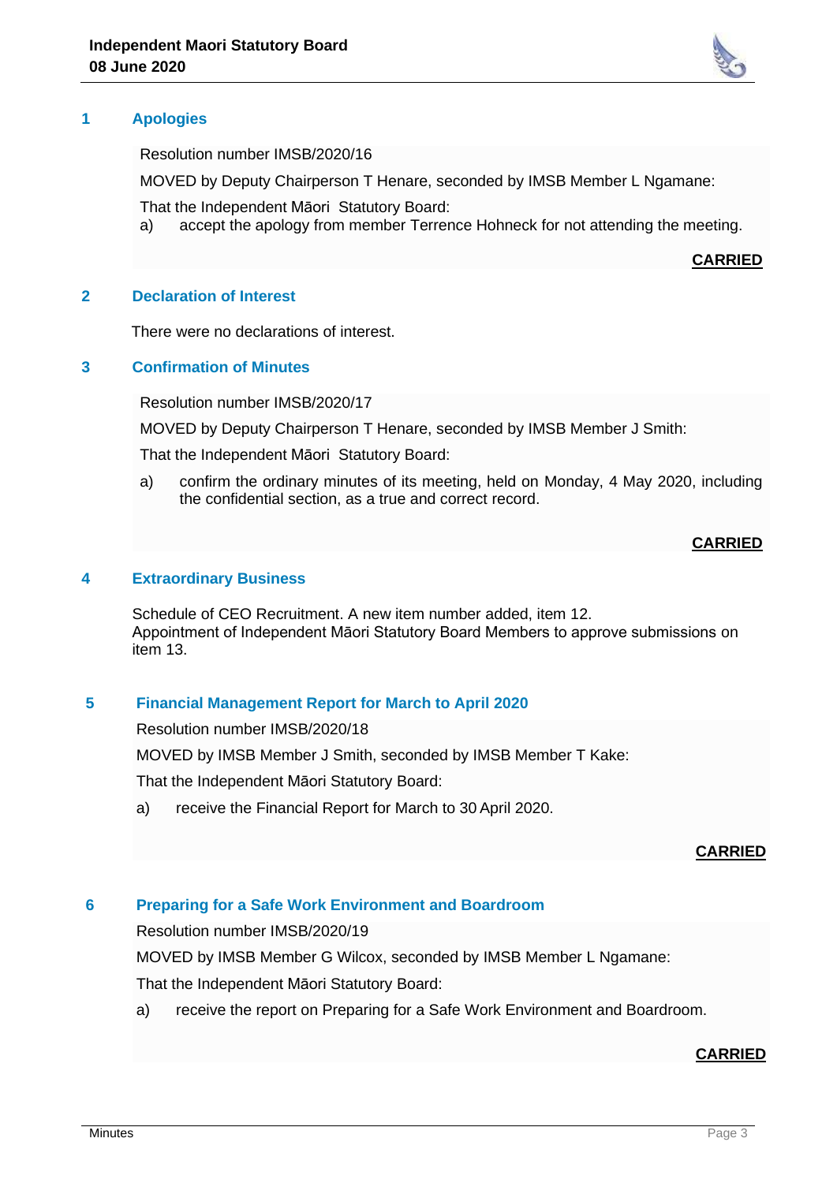## 1 Apologies

Resolution number IMSB/2020/16

MOVED by Deputy Chairperson T Henare, seconded by IMSB Member L Ngamane:

That the Independent Māori Statutory Board:

a) accept the apology from member Terrence Hohneck for not attending the meeting.

**CARRIED**

## 2 Declaration of Interest

There were no declarations of interest.

## 3 Confirmation of Minutes

Resolution number IMSB/2020/17

MOVED by Deputy Chairperson T Henare, seconded by IMSB Member J Smith:

That the Independent Māori Statutory Board:

a) confirm the ordinary minutes of its meeting, held on Monday, 4 May 2020, including the confidential section, as a true and correct record.

**CARRIED**

## 4 Extraordinary Business

Schedule of CEO Recruitment. A new item number added, item 12.
Appointment of Independent Māori Statutory Board Members to approve submissions on item 13.

## 5 Financial Management Report for March to April 2020

Resolution number IMSB/2020/18

MOVED by IMSB Member J Smith, seconded by IMSB Member T Kake:

That the Independent Māori Statutory Board:

a) receive the Financial Report for March to 30 April 2020.

**CARRIED**

## 6 Preparing for a Safe Work Environment and Boardroom

Resolution number IMSB/2020/19

MOVED by IMSB Member G Wilcox, seconded by IMSB Member L Ngamane:

That the Independent Māori Statutory Board:

a) receive the report on Preparing for a Safe Work Environment and Boardroom.

**CARRIED**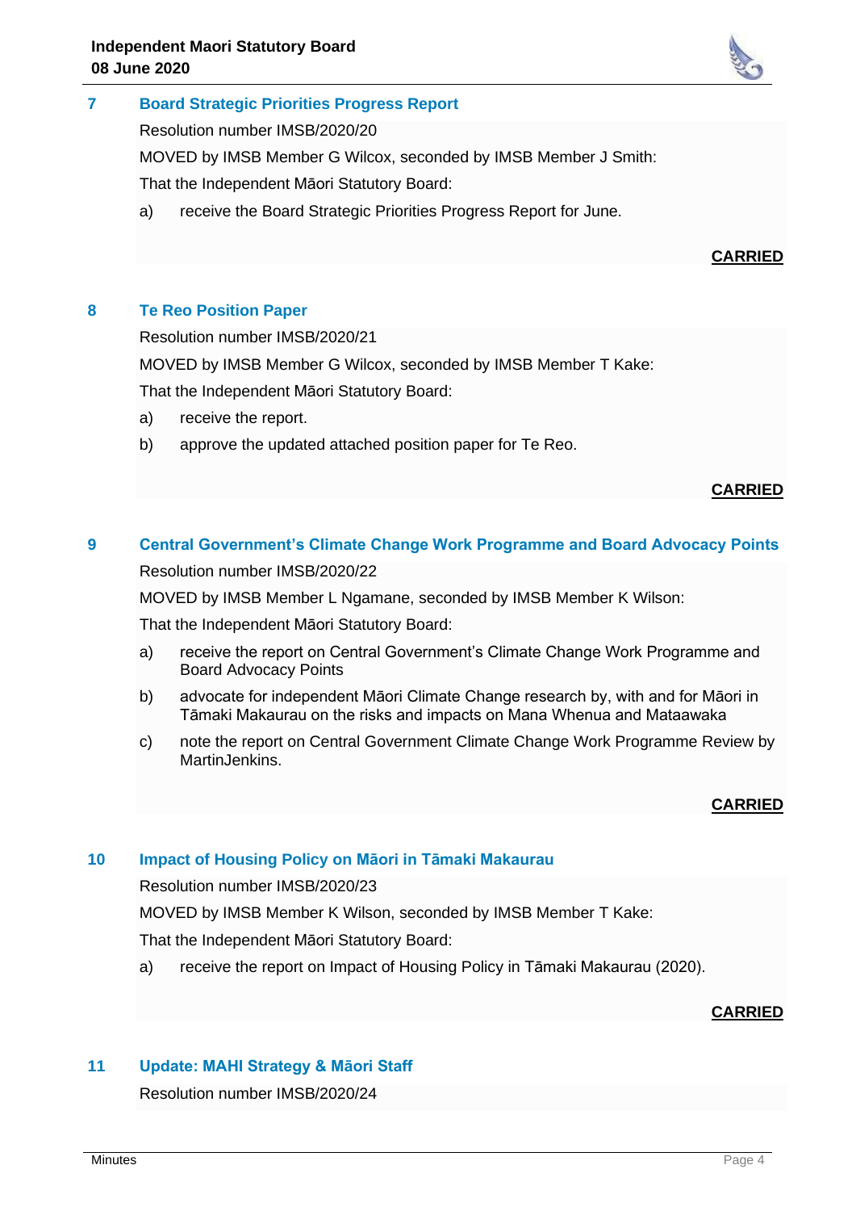## 7 Board Strategic Priorities Progress Report

Resolution number IMSB/2020/20

MOVED by IMSB Member G Wilcox, seconded by IMSB Member J Smith:

That the Independent Māori Statutory Board:

a) receive the Board Strategic Priorities Progress Report for June.

**CARRIED**

## 8 Te Reo Position Paper

Resolution number IMSB/2020/21

MOVED by IMSB Member G Wilcox, seconded by IMSB Member T Kake:

That the Independent Māori Statutory Board:

a) receive the report.

b) approve the updated attached position paper for Te Reo.

**CARRIED**

## 9 Central Government's Climate Change Work Programme and Board Advocacy Points

Resolution number IMSB/2020/22

MOVED by IMSB Member L Ngamane, seconded by IMSB Member K Wilson:

That the Independent Māori Statutory Board:

a) receive the report on Central Government's Climate Change Work Programme and Board Advocacy Points

b) advocate for independent Māori Climate Change research by, with and for Māori in Tāmaki Makaurau on the risks and impacts on Mana Whenua and Mataawaka

c) note the report on Central Government Climate Change Work Programme Review by MartinJenkins.

**CARRIED**

## 10 Impact of Housing Policy on Māori in Tāmaki Makaurau

Resolution number IMSB/2020/23

MOVED by IMSB Member K Wilson, seconded by IMSB Member T Kake:

That the Independent Māori Statutory Board:

a) receive the report on Impact of Housing Policy in Tāmaki Makaurau (2020).

**CARRIED**

## 11 Update: MAHI Strategy & Māori Staff

Resolution number IMSB/2020/24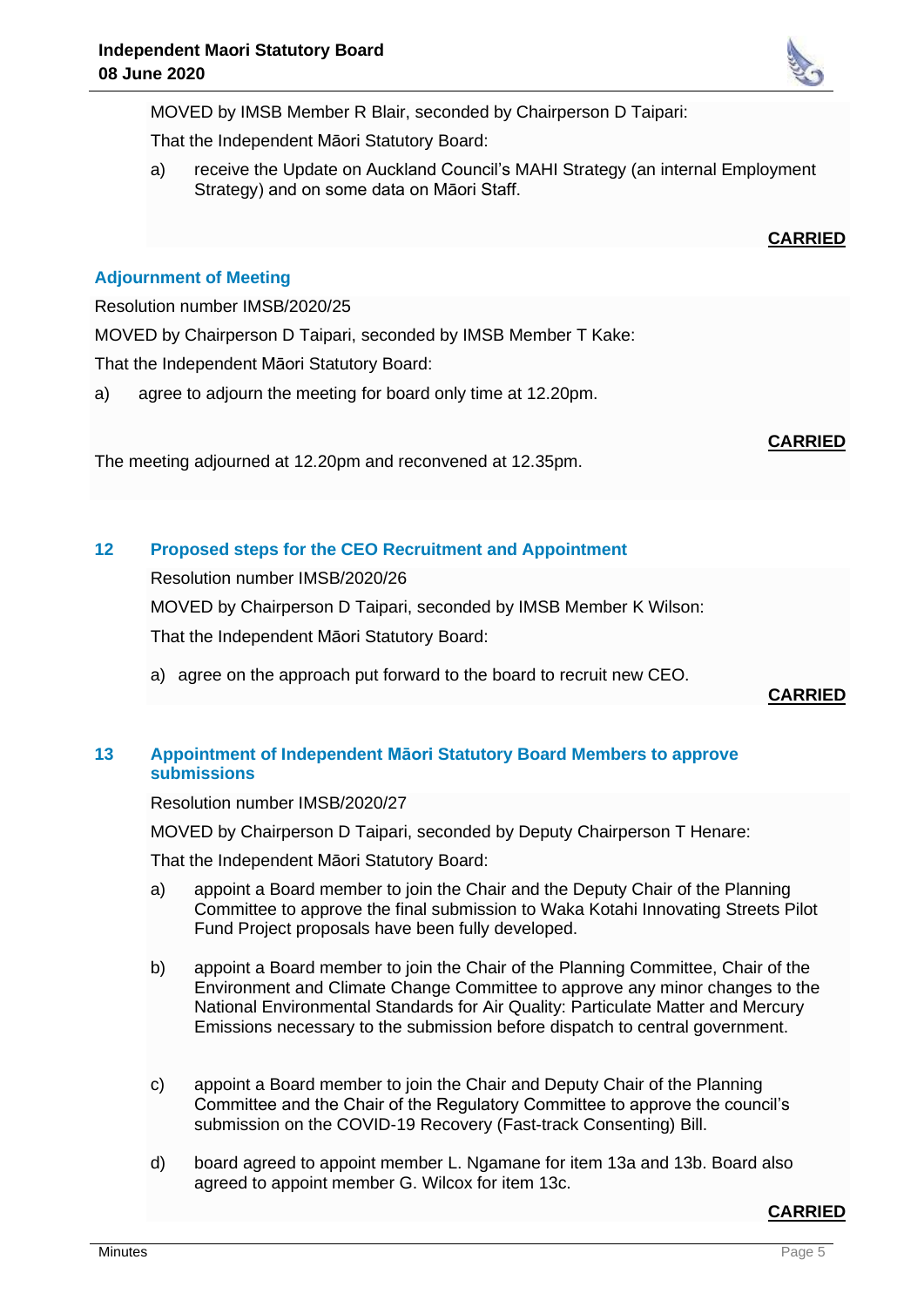MOVED by IMSB Member R Blair, seconded by Chairperson D Taipari:

That the Independent Māori Statutory Board:

a) receive the Update on Auckland Council's MAHI Strategy (an internal Employment Strategy) and on some data on Māori Staff.

**CARRIED**

### Adjournment of Meeting

Resolution number IMSB/2020/25

MOVED by Chairperson D Taipari, seconded by IMSB Member T Kake:

That the Independent Māori Statutory Board:

a) agree to adjourn the meeting for board only time at 12.20pm.

**CARRIED**

The meeting adjourned at 12.20pm and reconvened at 12.35pm.

### 12 Proposed steps for the CEO Recruitment and Appointment

Resolution number IMSB/2020/26

MOVED by Chairperson D Taipari, seconded by IMSB Member K Wilson:

That the Independent Māori Statutory Board:

a) agree on the approach put forward to the board to recruit new CEO.

**CARRIED**

### 13 Appointment of Independent Māori Statutory Board Members to approve submissions

Resolution number IMSB/2020/27

MOVED by Chairperson D Taipari, seconded by Deputy Chairperson T Henare:

That the Independent Māori Statutory Board:

a) appoint a Board member to join the Chair and the Deputy Chair of the Planning Committee to approve the final submission to Waka Kotahi Innovating Streets Pilot Fund Project proposals have been fully developed.

b) appoint a Board member to join the Chair of the Planning Committee, Chair of the Environment and Climate Change Committee to approve any minor changes to the National Environmental Standards for Air Quality: Particulate Matter and Mercury Emissions necessary to the submission before dispatch to central government.

c) appoint a Board member to join the Chair and Deputy Chair of the Planning Committee and the Chair of the Regulatory Committee to approve the council's submission on the COVID-19 Recovery (Fast-track Consenting) Bill.

d) board agreed to appoint member L. Ngamane for item 13a and 13b. Board also agreed to appoint member G. Wilcox for item 13c.

**CARRIED**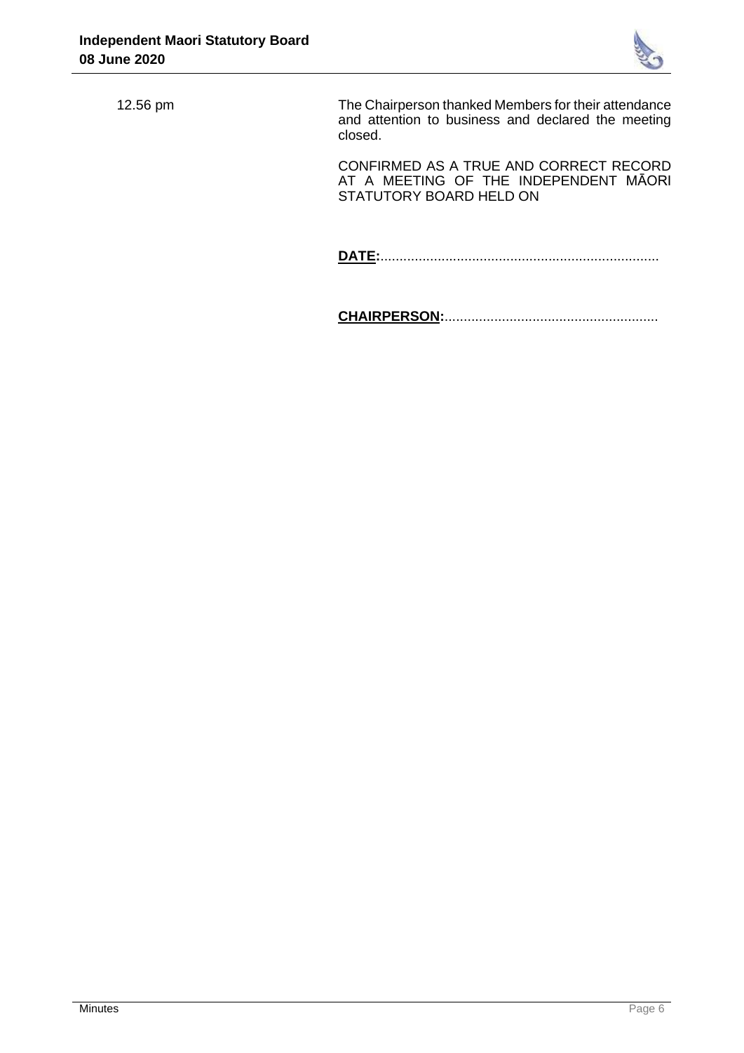12.56 pm The Chairperson thanked Members for their attendance and attention to business and declared the meeting closed.

CONFIRMED AS A TRUE AND CORRECT RECORD AT A MEETING OF THE INDEPENDENT MĀORI STATUTORY BOARD HELD ON

**DATE:**.........................................................................

**CHAIRPERSON:**........................................................